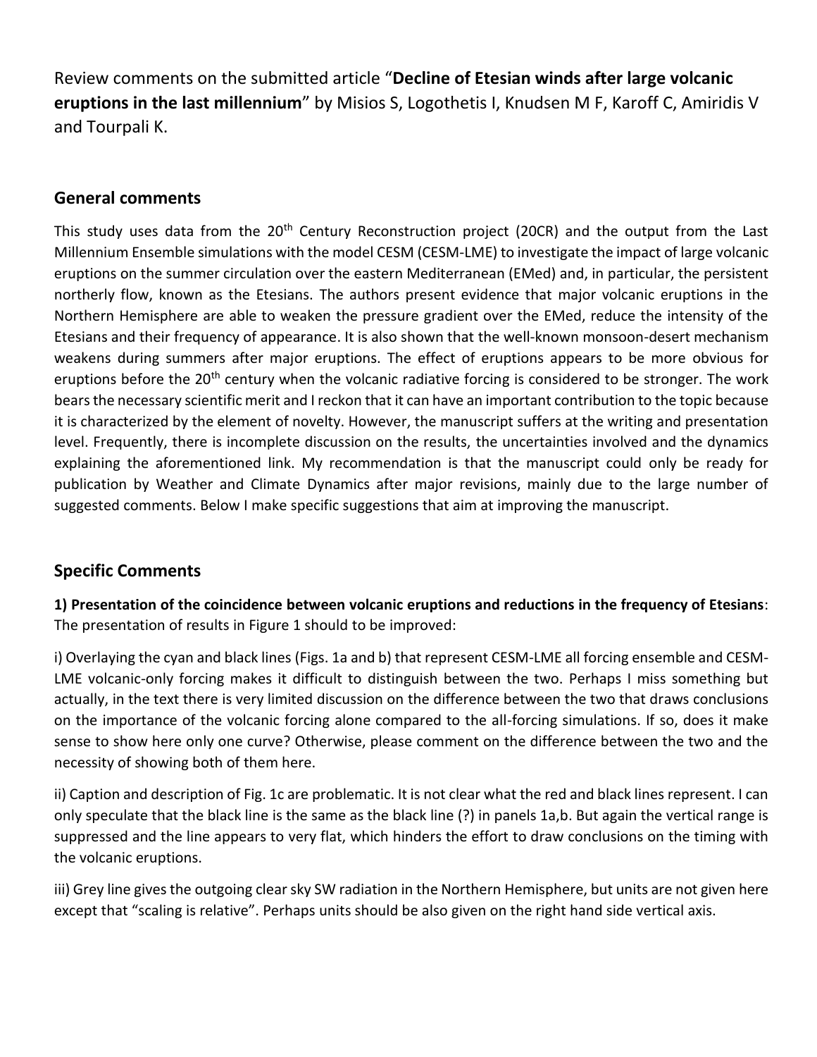Review comments on the submitted article "**Decline of Etesian winds after large volcanic eruptions in the last millennium**" by Misios S, Logothetis I, Knudsen M F, Karoff C, Amiridis V and Tourpali K.

## General comments

This study uses data from the 20th Century Reconstruction project (20CR) and the output from the Last Millennium Ensemble simulations with the model CESM (CESM-LME) to investigate the impact of large volcanic eruptions on the summer circulation over the eastern Mediterranean (EMed) and, in particular, the persistent northerly flow, known as the Etesians. The authors present evidence that major volcanic eruptions in the Northern Hemisphere are able to weaken the pressure gradient over the EMed, reduce the intensity of the Etesians and their frequency of appearance. It is also shown that the well-known monsoon-desert mechanism weakens during summers after major eruptions. The effect of eruptions appears to be more obvious for eruptions before the 20th century when the volcanic radiative forcing is considered to be stronger. The work bears the necessary scientific merit and I reckon that it can have an important contribution to the topic because it is characterized by the element of novelty. However, the manuscript suffers at the writing and presentation level. Frequently, there is incomplete discussion on the results, the uncertainties involved and the dynamics explaining the aforementioned link. My recommendation is that the manuscript could only be ready for publication by Weather and Climate Dynamics after major revisions, mainly due to the large number of suggested comments. Below I make specific suggestions that aim at improving the manuscript.

## Specific Comments

**1) Presentation of the coincidence between volcanic eruptions and reductions in the frequency of Etesians**: The presentation of results in Figure 1 should to be improved:

i) Overlaying the cyan and black lines (Figs. 1a and b) that represent CESM-LME all forcing ensemble and CESM-LME volcanic-only forcing makes it difficult to distinguish between the two. Perhaps I miss something but actually, in the text there is very limited discussion on the difference between the two that draws conclusions on the importance of the volcanic forcing alone compared to the all-forcing simulations. If so, does it make sense to show here only one curve? Otherwise, please comment on the difference between the two and the necessity of showing both of them here.

ii) Caption and description of Fig. 1c are problematic. It is not clear what the red and black lines represent. I can only speculate that the black line is the same as the black line (?) in panels 1a,b. But again the vertical range is suppressed and the line appears to very flat, which hinders the effort to draw conclusions on the timing with the volcanic eruptions.

iii) Grey line gives the outgoing clear sky SW radiation in the Northern Hemisphere, but units are not given here except that "scaling is relative". Perhaps units should be also given on the right hand side vertical axis.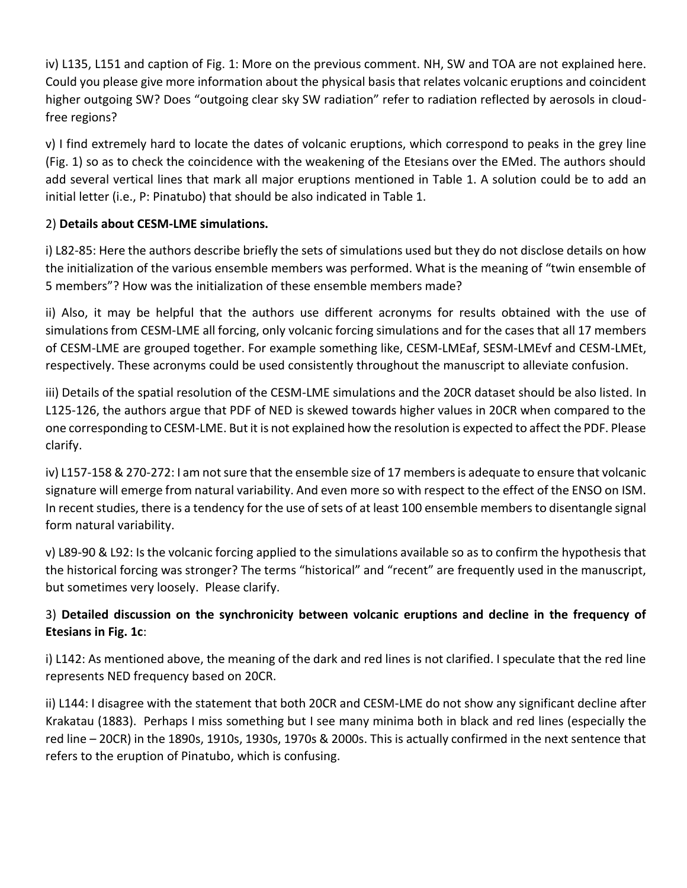iv) L135, L151 and caption of Fig. 1: More on the previous comment. NH, SW and TOA are not explained here. Could you please give more information about the physical basis that relates volcanic eruptions and coincident higher outgoing SW? Does "outgoing clear sky SW radiation" refer to radiation reflected by aerosols in cloud-free regions?

v) I find extremely hard to locate the dates of volcanic eruptions, which correspond to peaks in the grey line (Fig. 1) so as to check the coincidence with the weakening of the Etesians over the EMed. The authors should add several vertical lines that mark all major eruptions mentioned in Table 1. A solution could be to add an initial letter (i.e., P: Pinatubo) that should be also indicated in Table 1.

2) **Details about CESM-LME simulations.**

i) L82-85: Here the authors describe briefly the sets of simulations used but they do not disclose details on how the initialization of the various ensemble members was performed. What is the meaning of "twin ensemble of 5 members"? How was the initialization of these ensemble members made?

ii) Also, it may be helpful that the authors use different acronyms for results obtained with the use of simulations from CESM-LME all forcing, only volcanic forcing simulations and for the cases that all 17 members of CESM-LME are grouped together. For example something like, CESM-LMEaf, SESM-LMEvf and CESM-LMEt, respectively. These acronyms could be used consistently throughout the manuscript to alleviate confusion.

iii) Details of the spatial resolution of the CESM-LME simulations and the 20CR dataset should be also listed. In L125-126, the authors argue that PDF of NED is skewed towards higher values in 20CR when compared to the one corresponding to CESM-LME. But it is not explained how the resolution is expected to affect the PDF. Please clarify.

iv) L157-158 & 270-272: I am not sure that the ensemble size of 17 members is adequate to ensure that volcanic signature will emerge from natural variability. And even more so with respect to the effect of the ENSO on ISM. In recent studies, there is a tendency for the use of sets of at least 100 ensemble members to disentangle signal form natural variability.

v) L89-90 & L92: Is the volcanic forcing applied to the simulations available so as to confirm the hypothesis that the historical forcing was stronger? The terms "historical" and "recent" are frequently used in the manuscript, but sometimes very loosely. Please clarify.

3) **Detailed discussion on the synchronicity between volcanic eruptions and decline in the frequency of Etesians in Fig. 1c**:

i) L142: As mentioned above, the meaning of the dark and red lines is not clarified. I speculate that the red line represents NED frequency based on 20CR.

ii) L144: I disagree with the statement that both 20CR and CESM-LME do not show any significant decline after Krakatau (1883). Perhaps I miss something but I see many minima both in black and red lines (especially the red line – 20CR) in the 1890s, 1910s, 1930s, 1970s & 2000s. This is actually confirmed in the next sentence that refers to the eruption of Pinatubo, which is confusing.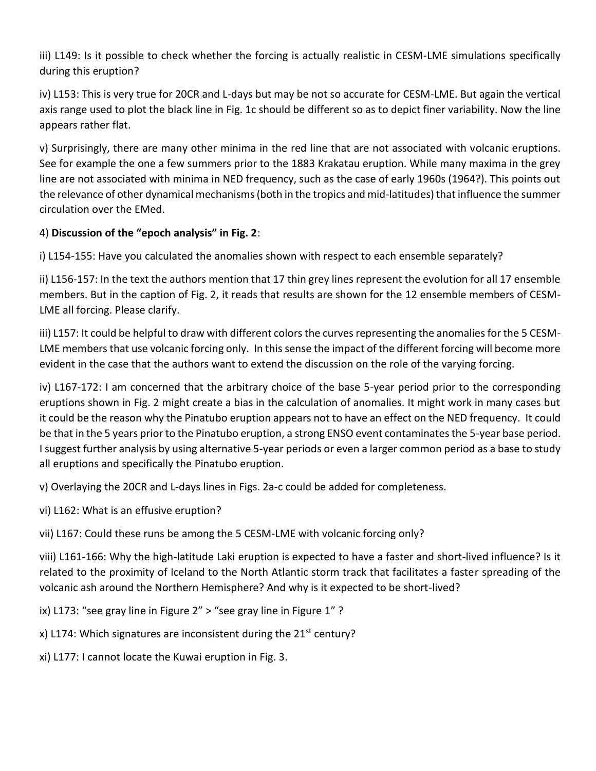iii) L149: Is it possible to check whether the forcing is actually realistic in CESM-LME simulations specifically during this eruption?

iv) L153: This is very true for 20CR and L-days but may be not so accurate for CESM-LME. But again the vertical axis range used to plot the black line in Fig. 1c should be different so as to depict finer variability. Now the line appears rather flat.

v) Surprisingly, there are many other minima in the red line that are not associated with volcanic eruptions. See for example the one a few summers prior to the 1883 Krakatau eruption. While many maxima in the grey line are not associated with minima in NED frequency, such as the case of early 1960s (1964?). This points out the relevance of other dynamical mechanisms (both in the tropics and mid-latitudes) that influence the summer circulation over the EMed.

4) **Discussion of the "epoch analysis" in Fig. 2**:

i) L154-155: Have you calculated the anomalies shown with respect to each ensemble separately?

ii) L156-157: In the text the authors mention that 17 thin grey lines represent the evolution for all 17 ensemble members. But in the caption of Fig. 2, it reads that results are shown for the 12 ensemble members of CESM-LME all forcing. Please clarify.

iii) L157: It could be helpful to draw with different colors the curves representing the anomalies for the 5 CESM-LME members that use volcanic forcing only. In this sense the impact of the different forcing will become more evident in the case that the authors want to extend the discussion on the role of the varying forcing.

iv) L167-172: I am concerned that the arbitrary choice of the base 5-year period prior to the corresponding eruptions shown in Fig. 2 might create a bias in the calculation of anomalies. It might work in many cases but it could be the reason why the Pinatubo eruption appears not to have an effect on the NED frequency. It could be that in the 5 years prior to the Pinatubo eruption, a strong ENSO event contaminates the 5-year base period. I suggest further analysis by using alternative 5-year periods or even a larger common period as a base to study all eruptions and specifically the Pinatubo eruption.

v) Overlaying the 20CR and L-days lines in Figs. 2a-c could be added for completeness.

vi) L162: What is an effusive eruption?

vii) L167: Could these runs be among the 5 CESM-LME with volcanic forcing only?

viii) L161-166: Why the high-latitude Laki eruption is expected to have a faster and short-lived influence? Is it related to the proximity of Iceland to the North Atlantic storm track that facilitates a faster spreading of the volcanic ash around the Northern Hemisphere? And why is it expected to be short-lived?

ix) L173: "see gray line in Figure 2" > "see gray line in Figure 1" ?

x) L174: Which signatures are inconsistent during the 21$^{st}$ century?

xi) L177: I cannot locate the Kuwai eruption in Fig. 3.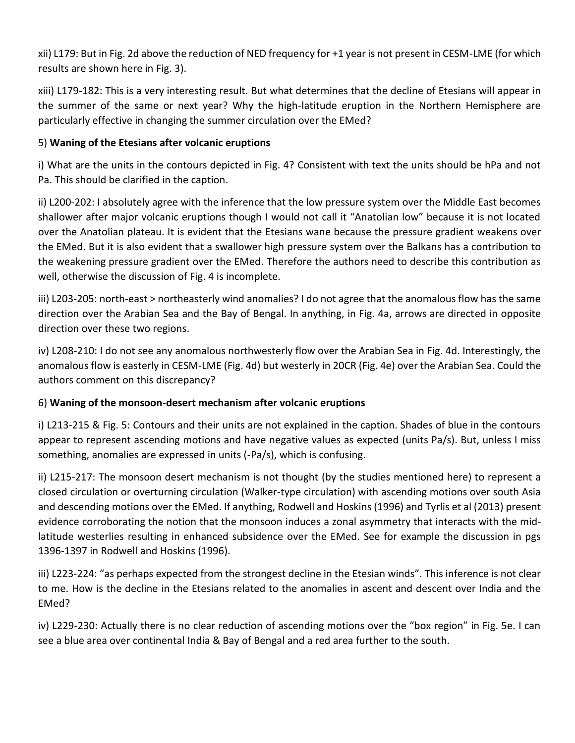xii) L179: But in Fig. 2d above the reduction of NED frequency for +1 year is not present in CESM-LME (for which results are shown here in Fig. 3).

xiii) L179-182: This is a very interesting result. But what determines that the decline of Etesians will appear in the summer of the same or next year? Why the high-latitude eruption in the Northern Hemisphere are particularly effective in changing the summer circulation over the EMed?

5) **Waning of the Etesians after volcanic eruptions**

i) What are the units in the contours depicted in Fig. 4? Consistent with text the units should be hPa and not Pa. This should be clarified in the caption.

ii) L200-202: I absolutely agree with the inference that the low pressure system over the Middle East becomes shallower after major volcanic eruptions though I would not call it "Anatolian low" because it is not located over the Anatolian plateau. It is evident that the Etesians wane because the pressure gradient weakens over the EMed. But it is also evident that a swallower high pressure system over the Balkans has a contribution to the weakening pressure gradient over the EMed. Therefore the authors need to describe this contribution as well, otherwise the discussion of Fig. 4 is incomplete.

iii) L203-205: north-east > northeasterly wind anomalies? I do not agree that the anomalous flow has the same direction over the Arabian Sea and the Bay of Bengal. In anything, in Fig. 4a, arrows are directed in opposite direction over these two regions.

iv) L208-210: I do not see any anomalous northwesterly flow over the Arabian Sea in Fig. 4d. Interestingly, the anomalous flow is easterly in CESM-LME (Fig. 4d) but westerly in 20CR (Fig. 4e) over the Arabian Sea. Could the authors comment on this discrepancy?

6) **Waning of the monsoon-desert mechanism after volcanic eruptions**

i) L213-215 & Fig. 5: Contours and their units are not explained in the caption. Shades of blue in the contours appear to represent ascending motions and have negative values as expected (units Pa/s). But, unless I miss something, anomalies are expressed in units (-Pa/s), which is confusing.

ii) L215-217: The monsoon desert mechanism is not thought (by the studies mentioned here) to represent a closed circulation or overturning circulation (Walker-type circulation) with ascending motions over south Asia and descending motions over the EMed. If anything, Rodwell and Hoskins (1996) and Tyrlis et al (2013) present evidence corroborating the notion that the monsoon induces a zonal asymmetry that interacts with the mid-latitude westerlies resulting in enhanced subsidence over the EMed. See for example the discussion in pgs 1396-1397 in Rodwell and Hoskins (1996).

iii) L223-224: "as perhaps expected from the strongest decline in the Etesian winds". This inference is not clear to me. How is the decline in the Etesians related to the anomalies in ascent and descent over India and the EMed?

iv) L229-230: Actually there is no clear reduction of ascending motions over the "box region" in Fig. 5e. I can see a blue area over continental India & Bay of Bengal and a red area further to the south.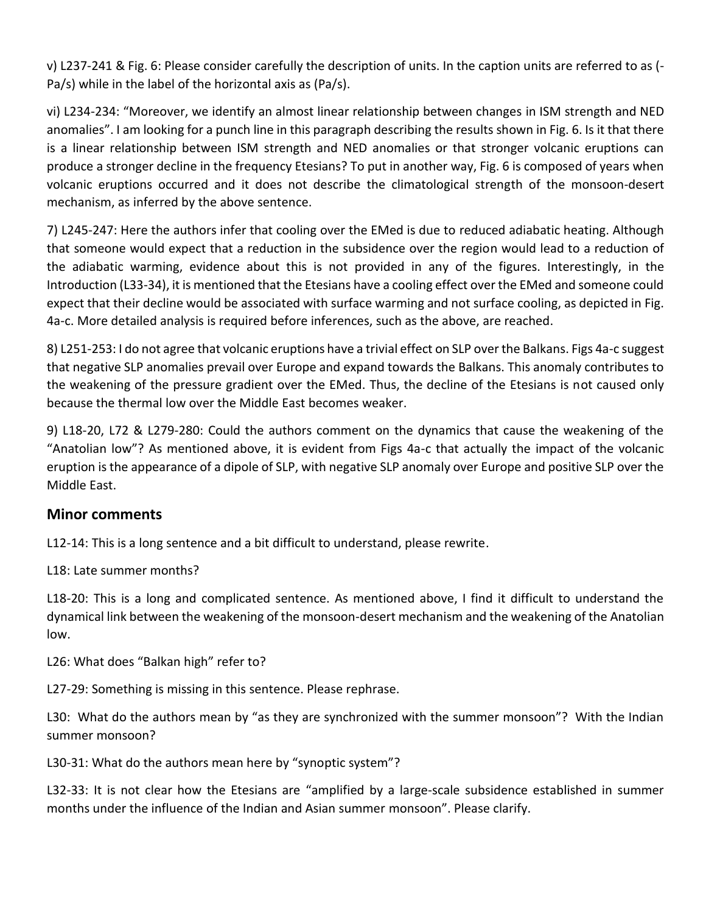v) L237-241 & Fig. 6: Please consider carefully the description of units. In the caption units are referred to as (-Pa/s) while in the label of the horizontal axis as (Pa/s).

vi) L234-234: “Moreover, we identify an almost linear relationship between changes in ISM strength and NED anomalies”. I am looking for a punch line in this paragraph describing the results shown in Fig. 6. Is it that there is a linear relationship between ISM strength and NED anomalies or that stronger volcanic eruptions can produce a stronger decline in the frequency Etesians? To put in another way, Fig. 6 is composed of years when volcanic eruptions occurred and it does not describe the climatological strength of the monsoon-desert mechanism, as inferred by the above sentence.

7) L245-247: Here the authors infer that cooling over the EMed is due to reduced adiabatic heating. Although that someone would expect that a reduction in the subsidence over the region would lead to a reduction of the adiabatic warming, evidence about this is not provided in any of the figures. Interestingly, in the Introduction (L33-34), it is mentioned that the Etesians have a cooling effect over the EMed and someone could expect that their decline would be associated with surface warming and not surface cooling, as depicted in Fig. 4a-c. More detailed analysis is required before inferences, such as the above, are reached.

8) L251-253: I do not agree that volcanic eruptions have a trivial effect on SLP over the Balkans. Figs 4a-c suggest that negative SLP anomalies prevail over Europe and expand towards the Balkans. This anomaly contributes to the weakening of the pressure gradient over the EMed. Thus, the decline of the Etesians is not caused only because the thermal low over the Middle East becomes weaker.

9) L18-20, L72 & L279-280: Could the authors comment on the dynamics that cause the weakening of the “Anatolian low”? As mentioned above, it is evident from Figs 4a-c that actually the impact of the volcanic eruption is the appearance of a dipole of SLP, with negative SLP anomaly over Europe and positive SLP over the Middle East.

## Minor comments

L12-14: This is a long sentence and a bit difficult to understand, please rewrite.

L18: Late summer months?

L18-20: This is a long and complicated sentence. As mentioned above, I find it difficult to understand the dynamical link between the weakening of the monsoon-desert mechanism and the weakening of the Anatolian low.

L26: What does “Balkan high” refer to?

L27-29: Something is missing in this sentence. Please rephrase.

L30: What do the authors mean by “as they are synchronized with the summer monsoon”? With the Indian summer monsoon?

L30-31: What do the authors mean here by “synoptic system”?

L32-33: It is not clear how the Etesians are “amplified by a large-scale subsidence established in summer months under the influence of the Indian and Asian summer monsoon”. Please clarify.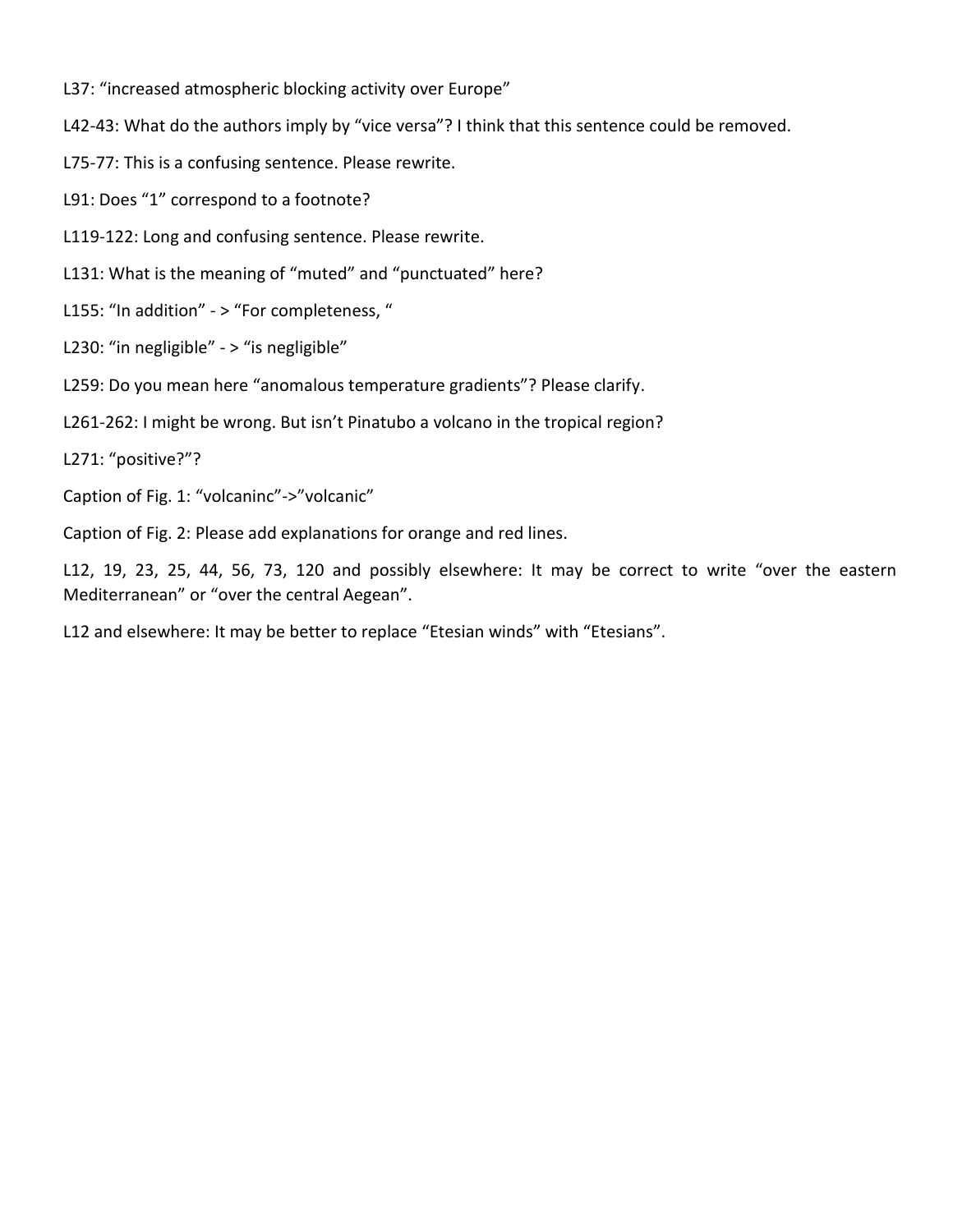L37: "increased atmospheric blocking activity over Europe"

L42-43: What do the authors imply by "vice versa"? I think that this sentence could be removed.

L75-77: This is a confusing sentence. Please rewrite.

L91: Does "1" correspond to a footnote?

L119-122: Long and confusing sentence. Please rewrite.

L131: What is the meaning of "muted" and "punctuated" here?

L155: "In addition" - > "For completeness, "

L230: "in negligible" - > "is negligible"

L259: Do you mean here "anomalous temperature gradients"? Please clarify.

L261-262: I might be wrong. But isn't Pinatubo a volcano in the tropical region?

L271: "positive?"?

Caption of Fig. 1: "volcaninc"->"volcanic"

Caption of Fig. 2: Please add explanations for orange and red lines.

L12, 19, 23, 25, 44, 56, 73, 120 and possibly elsewhere: It may be correct to write "over the eastern Mediterranean" or "over the central Aegean".

L12 and elsewhere: It may be better to replace "Etesian winds" with "Etesians".